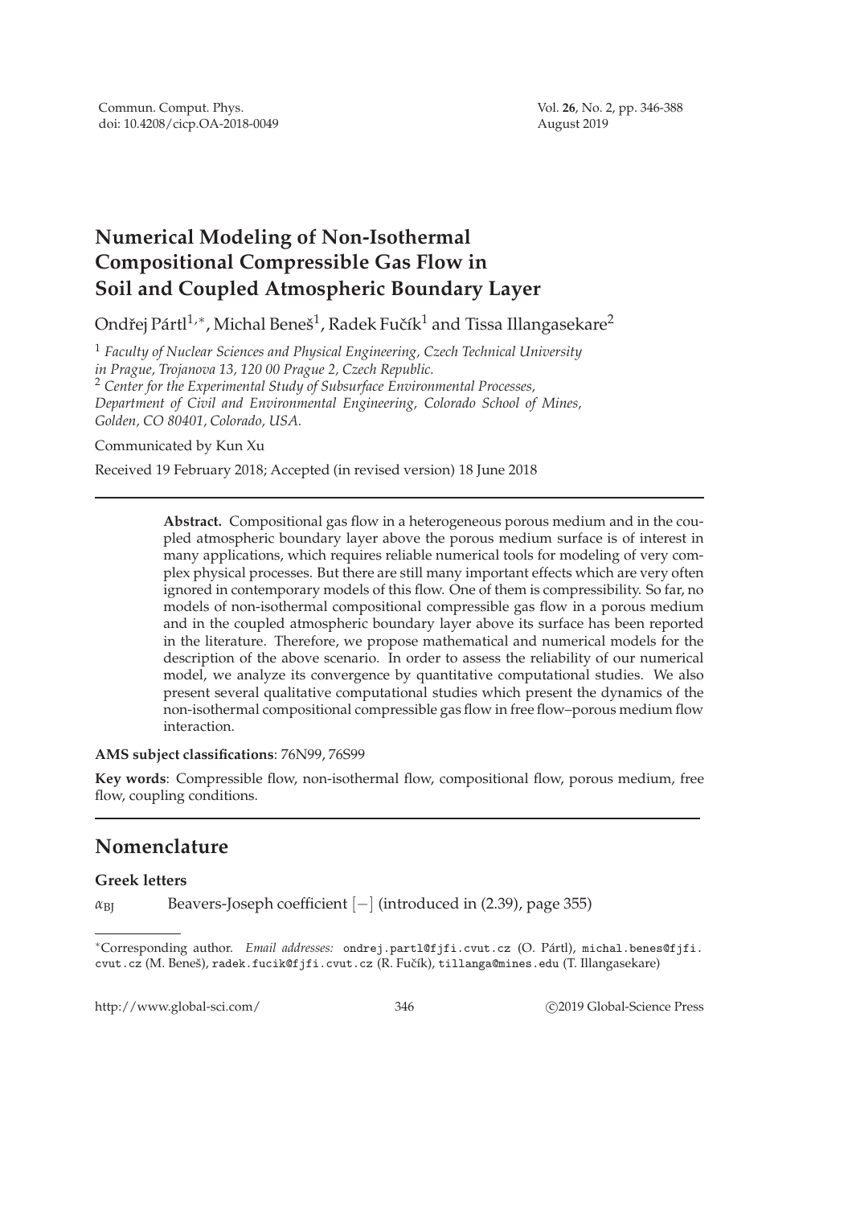# Numerical Modeling of Non-Isothermal Compositional Compressible Gas Flow in Soil and Coupled Atmospheric Boundary Layer

Ondřej Pártl[1,∗], Michal Beneš[1], Radek Fučík[1] and Tissa Illangasekare[2]

[1] *Faculty of Nuclear Sciences and Physical Engineering, Czech Technical University in Prague, Trojanova 13, 120 00 Prague 2, Czech Republic.*
[2] *Center for the Experimental Study of Subsurface Environmental Processes, Department of Civil and Environmental Engineering, Colorado School of Mines, Golden, CO 80401, Colorado, USA.*

Communicated by Kun Xu

Received 19 February 2018; Accepted (in revised version) 18 June 2018

**Abstract.** Compositional gas flow in a heterogeneous porous medium and in the coupled atmospheric boundary layer above the porous medium surface is of interest in many applications, which requires reliable numerical tools for modeling of very complex physical processes. But there are still many important effects which are very often ignored in contemporary models of this flow. One of them is compressibility. So far, no models of non-isothermal compositional compressible gas flow in a porous medium and in the coupled atmospheric boundary layer above its surface has been reported in the literature. Therefore, we propose mathematical and numerical models for the description of the above scenario. In order to assess the reliability of our numerical model, we analyze its convergence by quantitative computational studies. We also present several qualitative computational studies which present the dynamics of the non-isothermal compositional compressible gas flow in free flow–porous medium flow interaction.

**AMS subject classifications**: 76N99, 76S99

**Key words**: Compressible flow, non-isothermal flow, compositional flow, porous medium, free flow, coupling conditions.

## Nomenclature

### Greek letters

$\alpha_{BJ}$ Beavers-Joseph coefficient $[-]$ (introduced in (2.39), page 355)

∗Corresponding author. *Email addresses:* ondrej.partl@fjfi.cvut.cz (O. Pártl), michal.benes@fjfi.cvut.cz (M. Beneš), radek.fucik@fjfi.cvut.cz (R. Fučík), tillanga@mines.edu (T. Illangasekare)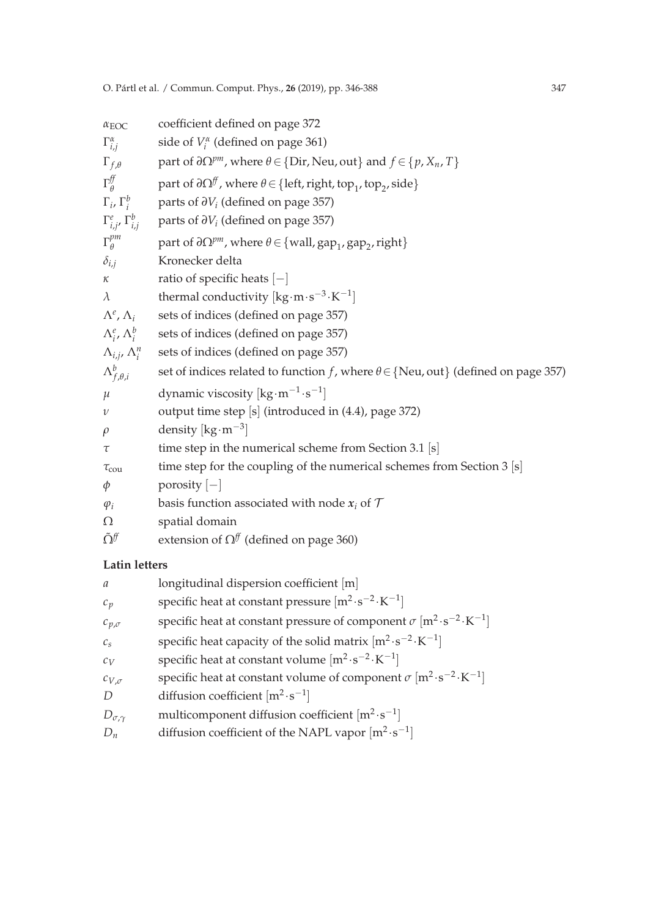| | |
|---|---|
| $\alpha_{\mathrm{EOC}}$ | coefficient defined on page 372 |
| $\Gamma^{\alpha}_{i,j}$ | side of $V^{\alpha}_i$ (defined on page 361) |
| $\Gamma_{f,\theta}$ | part of $\partial\Omega^{pm}$, where $\theta \in \{\mathrm{Dir}, \mathrm{Neu}, \mathrm{out}\}$ and $f \in \{p, X_n, T\}$ |
| $\Gamma^{ff}_{\theta}$ | part of $\partial\Omega^{ff}$, where $\theta \in \{\mathrm{left}, \mathrm{right}, \mathrm{top}_1, \mathrm{top}_2, \mathrm{side}\}$ |
| $\Gamma_i$, $\Gamma^b_i$ | parts of $\partial V_i$ (defined on page 357) |
| $\Gamma^e_{i,j}$, $\Gamma^b_{i,j}$ | parts of $\partial V_i$ (defined on page 357) |
| $\Gamma^{pm}_{\theta}$ | part of $\partial\Omega^{pm}$, where $\theta \in \{\mathrm{wall}, \mathrm{gap}_1, \mathrm{gap}_2, \mathrm{right}\}$ |
| $\delta_{i,j}$ | Kronecker delta |
| $\kappa$ | ratio of specific heats $[-]$ |
| $\lambda$ | thermal conductivity $[\mathrm{kg}\cdot\mathrm{m}\cdot\mathrm{s}^{-3}\cdot\mathrm{K}^{-1}]$ |
| $\Lambda^e$, $\Lambda_i$ | sets of indices (defined on page 357) |
| $\Lambda^e_i$, $\Lambda^b_i$ | sets of indices (defined on page 357) |
| $\Lambda_{i,j}$, $\Lambda^n_i$ | sets of indices (defined on page 357) |
| $\Lambda^b_{f,\theta,i}$ | set of indices related to function $f$, where $\theta \in \{\mathrm{Neu}, \mathrm{out}\}$ (defined on page 357) |
| $\mu$ | dynamic viscosity $[\mathrm{kg}\cdot\mathrm{m}^{-1}\cdot\mathrm{s}^{-1}]$ |
| $\nu$ | output time step [s] (introduced in (4.4), page 372) |
| $\rho$ | density $[\mathrm{kg}\cdot\mathrm{m}^{-3}]$ |
| $\tau$ | time step in the numerical scheme from Section 3.1 [s] |
| $\tau_{\mathrm{cou}}$ | time step for the coupling of the numerical schemes from Section 3 [s] |
| $\phi$ | porosity $[-]$ |
| $\varphi_i$ | basis function associated with node $\boldsymbol{x}_i$ of $\mathcal{T}$ |
| $\Omega$ | spatial domain |
| $\tilde{\Omega}^{ff}$ | extension of $\Omega^{ff}$ (defined on page 360) |

**Latin letters**

| | |
|---|---|
| $a$ | longitudinal dispersion coefficient [m] |
| $c_p$ | specific heat at constant pressure $[\mathrm{m}^2\cdot\mathrm{s}^{-2}\cdot\mathrm{K}^{-1}]$ |
| $c_{p,\sigma}$ | specific heat at constant pressure of component $\sigma$ $[\mathrm{m}^2\cdot\mathrm{s}^{-2}\cdot\mathrm{K}^{-1}]$ |
| $c_s$ | specific heat capacity of the solid matrix $[\mathrm{m}^2\cdot\mathrm{s}^{-2}\cdot\mathrm{K}^{-1}]$ |
| $c_V$ | specific heat at constant volume $[\mathrm{m}^2\cdot\mathrm{s}^{-2}\cdot\mathrm{K}^{-1}]$ |
| $c_{V,\sigma}$ | specific heat at constant volume of component $\sigma$ $[\mathrm{m}^2\cdot\mathrm{s}^{-2}\cdot\mathrm{K}^{-1}]$ |
| $D$ | diffusion coefficient $[\mathrm{m}^2\cdot\mathrm{s}^{-1}]$ |
| $D_{\sigma,\gamma}$ | multicomponent diffusion coefficient $[\mathrm{m}^2\cdot\mathrm{s}^{-1}]$ |
| $D_n$ | diffusion coefficient of the NAPL vapor $[\mathrm{m}^2\cdot\mathrm{s}^{-1}]$ |